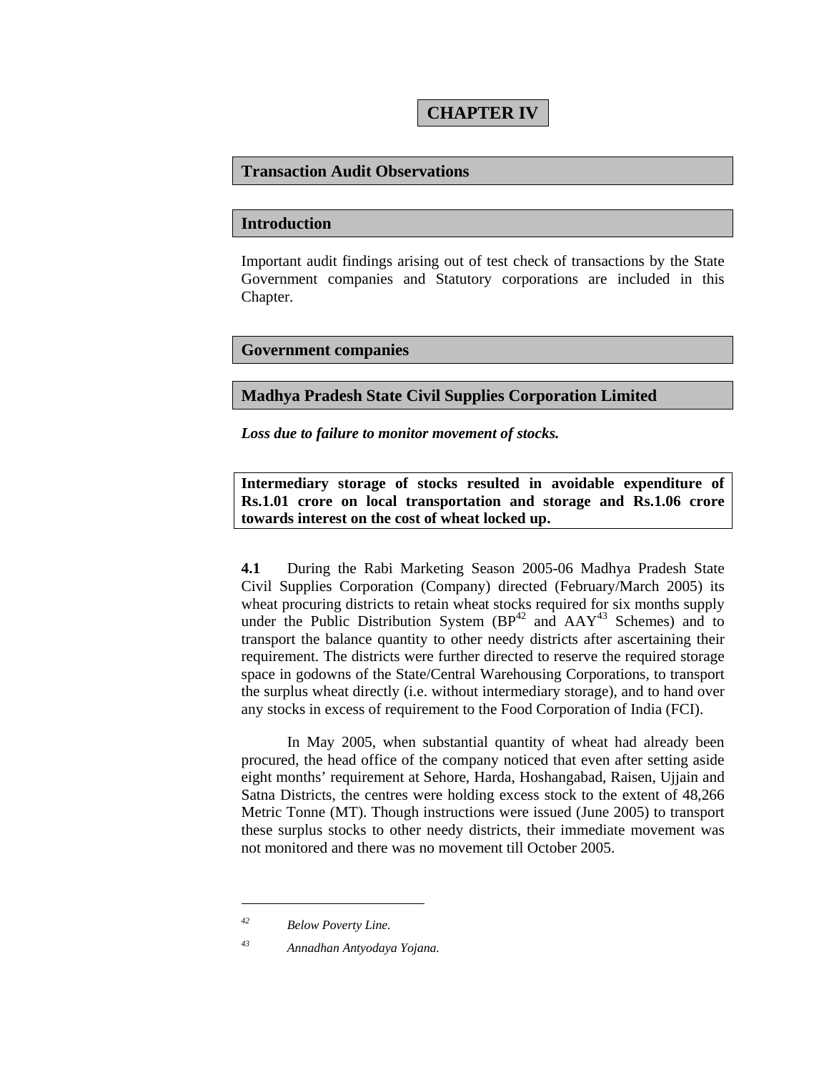# CHAPTER IV

## Transaction Audit Observations

## Introduction

Important audit findings arising out of test check of transactions by the State Government companies and Statutory corporations are included in this Chapter.

## Government companies

## Madhya Pradesh State Civil Supplies Corporation Limited

***Loss due to failure to monitor movement of stocks.***

**Intermediary storage of stocks resulted in avoidable expenditure of Rs.1.01 crore on local transportation and storage and Rs.1.06 crore towards interest on the cost of wheat locked up.**

**4.1** During the Rabi Marketing Season 2005-06 Madhya Pradesh State Civil Supplies Corporation (Company) directed (February/March 2005) its wheat procuring districts to retain wheat stocks required for six months supply under the Public Distribution System (BP[42] and AAY[43] Schemes) and to transport the balance quantity to other needy districts after ascertaining their requirement. The districts were further directed to reserve the required storage space in godowns of the State/Central Warehousing Corporations, to transport the surplus wheat directly (i.e. without intermediary storage), and to hand over any stocks in excess of requirement to the Food Corporation of India (FCI).

In May 2005, when substantial quantity of wheat had already been procured, the head office of the company noticed that even after setting aside eight months' requirement at Sehore, Harda, Hoshangabad, Raisen, Ujjain and Satna Districts, the centres were holding excess stock to the extent of 48,266 Metric Tonne (MT). Though instructions were issued (June 2005) to transport these surplus stocks to other needy districts, their immediate movement was not monitored and there was no movement till October 2005.

---

[42] *Below Poverty Line.*

[43] *Annadhan Antyodaya Yojana.*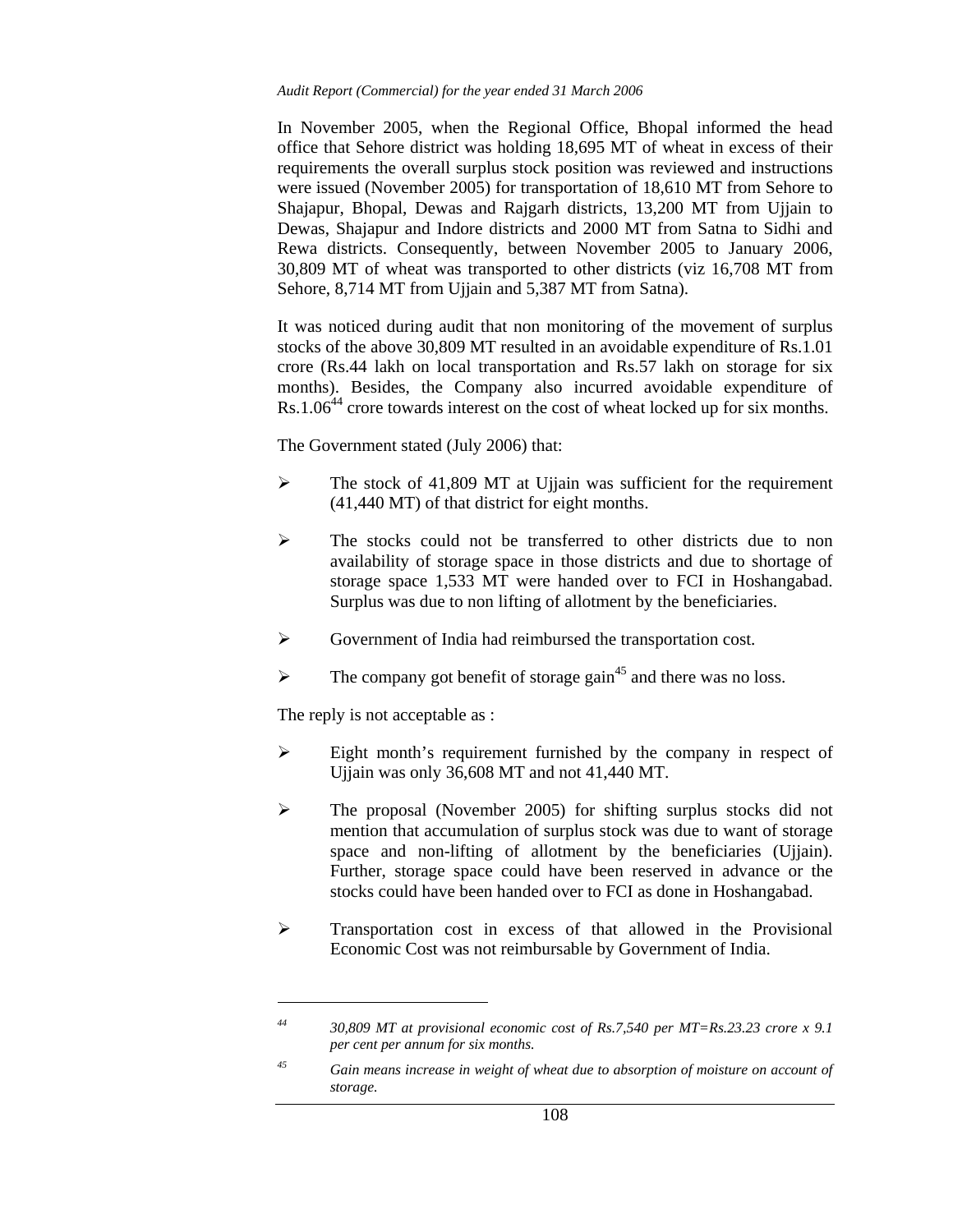In November 2005, when the Regional Office, Bhopal informed the head office that Sehore district was holding 18,695 MT of wheat in excess of their requirements the overall surplus stock position was reviewed and instructions were issued (November 2005) for transportation of 18,610 MT from Sehore to Shajapur, Bhopal, Dewas and Rajgarh districts, 13,200 MT from Ujjain to Dewas, Shajapur and Indore districts and 2000 MT from Satna to Sidhi and Rewa districts. Consequently, between November 2005 to January 2006, 30,809 MT of wheat was transported to other districts (viz 16,708 MT from Sehore, 8,714 MT from Ujjain and 5,387 MT from Satna).

It was noticed during audit that non monitoring of the movement of surplus stocks of the above 30,809 MT resulted in an avoidable expenditure of Rs.1.01 crore (Rs.44 lakh on local transportation and Rs.57 lakh on storage for six months). Besides, the Company also incurred avoidable expenditure of Rs.1.06[44] crore towards interest on the cost of wheat locked up for six months.

The Government stated (July 2006) that:

- The stock of 41,809 MT at Ujjain was sufficient for the requirement (41,440 MT) of that district for eight months.
- The stocks could not be transferred to other districts due to non availability of storage space in those districts and due to shortage of storage space 1,533 MT were handed over to FCI in Hoshangabad. Surplus was due to non lifting of allotment by the beneficiaries.
- Government of India had reimbursed the transportation cost.
- The company got benefit of storage gain[45] and there was no loss.

The reply is not acceptable as :

- Eight month's requirement furnished by the company in respect of Ujjain was only 36,608 MT and not 41,440 MT.
- The proposal (November 2005) for shifting surplus stocks did not mention that accumulation of surplus stock was due to want of storage space and non-lifting of allotment by the beneficiaries (Ujjain). Further, storage space could have been reserved in advance or the stocks could have been handed over to FCI as done in Hoshangabad.
- Transportation cost in excess of that allowed in the Provisional Economic Cost was not reimbursable by Government of India.

---

[44] *30,809 MT at provisional economic cost of Rs.7,540 per MT=Rs.23.23 crore x 9.1 per cent per annum for six months.*

[45] *Gain means increase in weight of wheat due to absorption of moisture on account of storage.*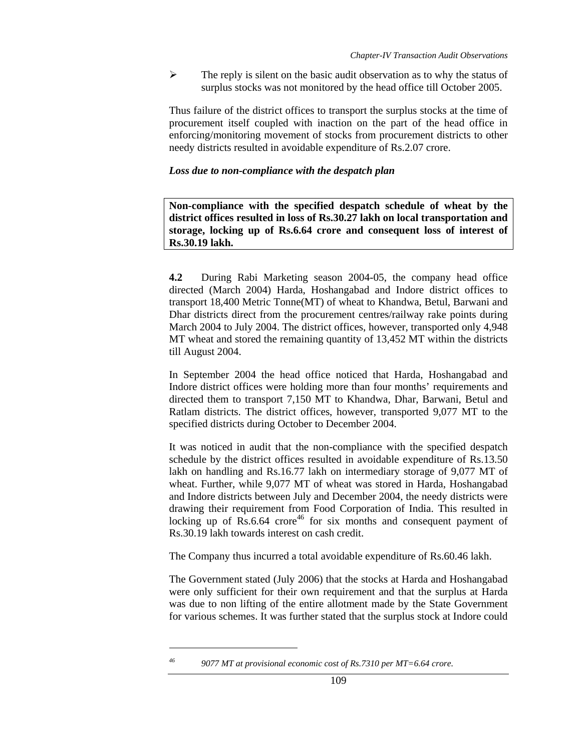- The reply is silent on the basic audit observation as to why the status of surplus stocks was not monitored by the head office till October 2005.

Thus failure of the district offices to transport the surplus stocks at the time of procurement itself coupled with inaction on the part of the head office in enforcing/monitoring movement of stocks from procurement districts to other needy districts resulted in avoidable expenditure of Rs.2.07 crore.

***Loss due to non-compliance with the despatch plan***

**Non-compliance with the specified despatch schedule of wheat by the district offices resulted in loss of Rs.30.27 lakh on local transportation and storage, locking up of Rs.6.64 crore and consequent loss of interest of Rs.30.19 lakh.**

**4.2** During Rabi Marketing season 2004-05, the company head office directed (March 2004) Harda, Hoshangabad and Indore district offices to transport 18,400 Metric Tonne(MT) of wheat to Khandwa, Betul, Barwani and Dhar districts direct from the procurement centres/railway rake points during March 2004 to July 2004. The district offices, however, transported only 4,948 MT wheat and stored the remaining quantity of 13,452 MT within the districts till August 2004.

In September 2004 the head office noticed that Harda, Hoshangabad and Indore district offices were holding more than four months' requirements and directed them to transport 7,150 MT to Khandwa, Dhar, Barwani, Betul and Ratlam districts. The district offices, however, transported 9,077 MT to the specified districts during October to December 2004.

It was noticed in audit that the non-compliance with the specified despatch schedule by the district offices resulted in avoidable expenditure of Rs.13.50 lakh on handling and Rs.16.77 lakh on intermediary storage of 9,077 MT of wheat. Further, while 9,077 MT of wheat was stored in Harda, Hoshangabad and Indore districts between July and December 2004, the needy districts were drawing their requirement from Food Corporation of India. This resulted in locking up of Rs.6.64 crore[46] for six months and consequent payment of Rs.30.19 lakh towards interest on cash credit.

The Company thus incurred a total avoidable expenditure of Rs.60.46 lakh.

The Government stated (July 2006) that the stocks at Harda and Hoshangabad were only sufficient for their own requirement and that the surplus at Harda was due to non lifting of the entire allotment made by the State Government for various schemes. It was further stated that the surplus stock at Indore could

---

[46] *9077 MT at provisional economic cost of Rs.7310 per MT=6.64 crore.*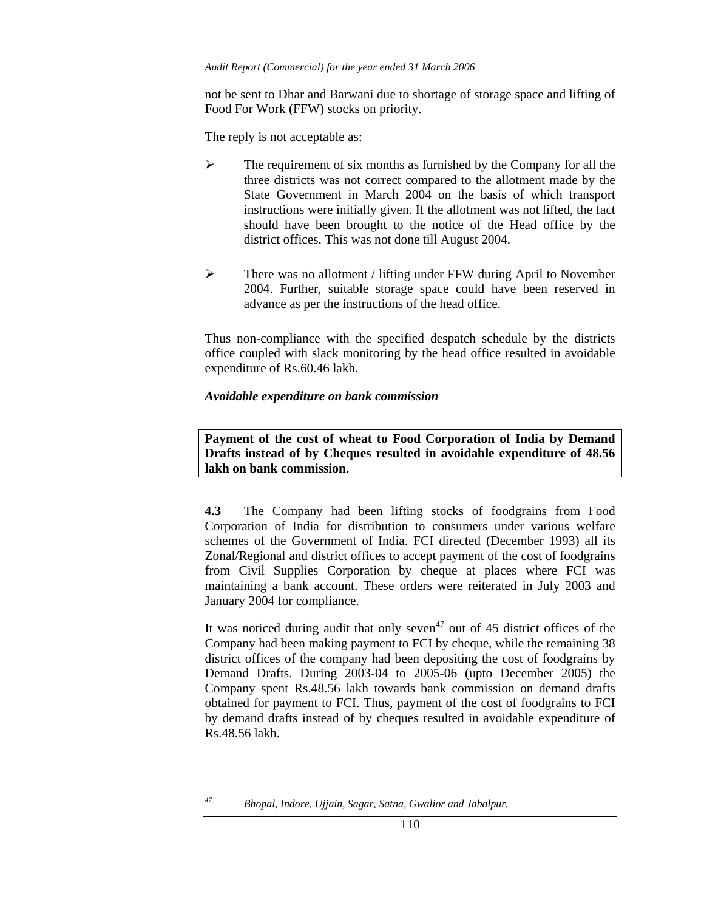not be sent to Dhar and Barwani due to shortage of storage space and lifting of Food For Work (FFW) stocks on priority.

The reply is not acceptable as:

- The requirement of six months as furnished by the Company for all the three districts was not correct compared to the allotment made by the State Government in March 2004 on the basis of which transport instructions were initially given. If the allotment was not lifted, the fact should have been brought to the notice of the Head office by the district offices. This was not done till August 2004.

- There was no allotment / lifting under FFW during April to November 2004. Further, suitable storage space could have been reserved in advance as per the instructions of the head office.

Thus non-compliance with the specified despatch schedule by the districts office coupled with slack monitoring by the head office resulted in avoidable expenditure of Rs.60.46 lakh.

### *Avoidable expenditure on bank commission*

**Payment of the cost of wheat to Food Corporation of India by Demand Drafts instead of by Cheques resulted in avoidable expenditure of 48.56 lakh on bank commission.**

**4.3** The Company had been lifting stocks of foodgrains from Food Corporation of India for distribution to consumers under various welfare schemes of the Government of India. FCI directed (December 1993) all its Zonal/Regional and district offices to accept payment of the cost of foodgrains from Civil Supplies Corporation by cheque at places where FCI was maintaining a bank account. These orders were reiterated in July 2003 and January 2004 for compliance.

It was noticed during audit that only seven[47] out of 45 district offices of the Company had been making payment to FCI by cheque, while the remaining 38 district offices of the company had been depositing the cost of foodgrains by Demand Drafts. During 2003-04 to 2005-06 (upto December 2005) the Company spent Rs.48.56 lakh towards bank commission on demand drafts obtained for payment to FCI. Thus, payment of the cost of foodgrains to FCI by demand drafts instead of by cheques resulted in avoidable expenditure of Rs.48.56 lakh.

---

[47] *Bhopal, Indore, Ujjain, Sagar, Satna, Gwalior and Jabalpur.*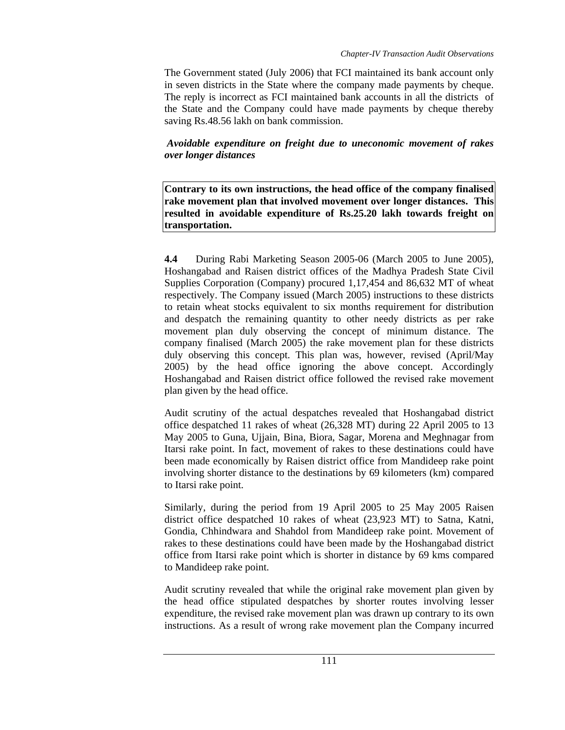The Government stated (July 2006) that FCI maintained its bank account only in seven districts in the State where the company made payments by cheque. The reply is incorrect as FCI maintained bank accounts in all the districts of the State and the Company could have made payments by cheque thereby saving Rs.48.56 lakh on bank commission.

### *Avoidable expenditure on freight due to uneconomic movement of rakes over longer distances*

**Contrary to its own instructions, the head office of the company finalised rake movement plan that involved movement over longer distances. This resulted in avoidable expenditure of Rs.25.20 lakh towards freight on transportation.**

**4.4** During Rabi Marketing Season 2005-06 (March 2005 to June 2005), Hoshangabad and Raisen district offices of the Madhya Pradesh State Civil Supplies Corporation (Company) procured 1,17,454 and 86,632 MT of wheat respectively. The Company issued (March 2005) instructions to these districts to retain wheat stocks equivalent to six months requirement for distribution and despatch the remaining quantity to other needy districts as per rake movement plan duly observing the concept of minimum distance. The company finalised (March 2005) the rake movement plan for these districts duly observing this concept. This plan was, however, revised (April/May 2005) by the head office ignoring the above concept. Accordingly Hoshangabad and Raisen district office followed the revised rake movement plan given by the head office.

Audit scrutiny of the actual despatches revealed that Hoshangabad district office despatched 11 rakes of wheat (26,328 MT) during 22 April 2005 to 13 May 2005 to Guna, Ujjain, Bina, Biora, Sagar, Morena and Meghnagar from Itarsi rake point. In fact, movement of rakes to these destinations could have been made economically by Raisen district office from Mandideep rake point involving shorter distance to the destinations by 69 kilometers (km) compared to Itarsi rake point.

Similarly, during the period from 19 April 2005 to 25 May 2005 Raisen district office despatched 10 rakes of wheat (23,923 MT) to Satna, Katni, Gondia, Chhindwara and Shahdol from Mandideep rake point. Movement of rakes to these destinations could have been made by the Hoshangabad district office from Itarsi rake point which is shorter in distance by 69 kms compared to Mandideep rake point.

Audit scrutiny revealed that while the original rake movement plan given by the head office stipulated despatches by shorter routes involving lesser expenditure, the revised rake movement plan was drawn up contrary to its own instructions. As a result of wrong rake movement plan the Company incurred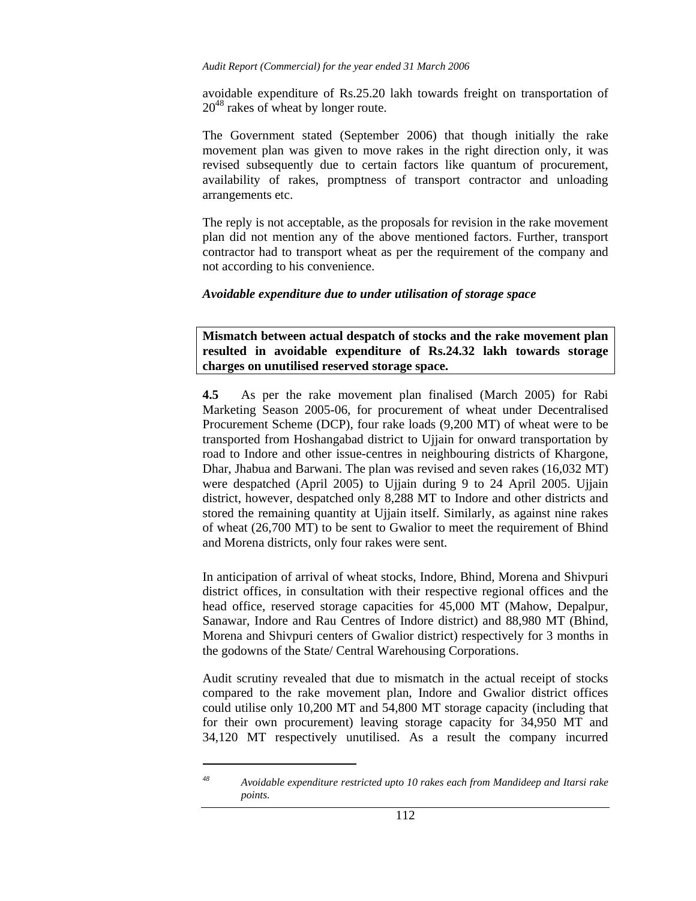avoidable expenditure of Rs.25.20 lakh towards freight on transportation of 20[48] rakes of wheat by longer route.

The Government stated (September 2006) that though initially the rake movement plan was given to move rakes in the right direction only, it was revised subsequently due to certain factors like quantum of procurement, availability of rakes, promptness of transport contractor and unloading arrangements etc.

The reply is not acceptable, as the proposals for revision in the rake movement plan did not mention any of the above mentioned factors. Further, transport contractor had to transport wheat as per the requirement of the company and not according to his convenience.

***Avoidable expenditure due to under utilisation of storage space***

**Mismatch between actual despatch of stocks and the rake movement plan resulted in avoidable expenditure of Rs.24.32 lakh towards storage charges on unutilised reserved storage space.**

**4.5** As per the rake movement plan finalised (March 2005) for Rabi Marketing Season 2005-06, for procurement of wheat under Decentralised Procurement Scheme (DCP), four rake loads (9,200 MT) of wheat were to be transported from Hoshangabad district to Ujjain for onward transportation by road to Indore and other issue-centres in neighbouring districts of Khargone, Dhar, Jhabua and Barwani. The plan was revised and seven rakes (16,032 MT) were despatched (April 2005) to Ujjain during 9 to 24 April 2005. Ujjain district, however, despatched only 8,288 MT to Indore and other districts and stored the remaining quantity at Ujjain itself. Similarly, as against nine rakes of wheat (26,700 MT) to be sent to Gwalior to meet the requirement of Bhind and Morena districts, only four rakes were sent.

In anticipation of arrival of wheat stocks, Indore, Bhind, Morena and Shivpuri district offices, in consultation with their respective regional offices and the head office, reserved storage capacities for 45,000 MT (Mahow, Depalpur, Sanawar, Indore and Rau Centres of Indore district) and 88,980 MT (Bhind, Morena and Shivpuri centers of Gwalior district) respectively for 3 months in the godowns of the State/ Central Warehousing Corporations.

Audit scrutiny revealed that due to mismatch in the actual receipt of stocks compared to the rake movement plan, Indore and Gwalior district offices could utilise only 10,200 MT and 54,800 MT storage capacity (including that for their own procurement) leaving storage capacity for 34,950 MT and 34,120 MT respectively unutilised. As a result the company incurred

---

[48] *Avoidable expenditure restricted upto 10 rakes each from Mandideep and Itarsi rake points.*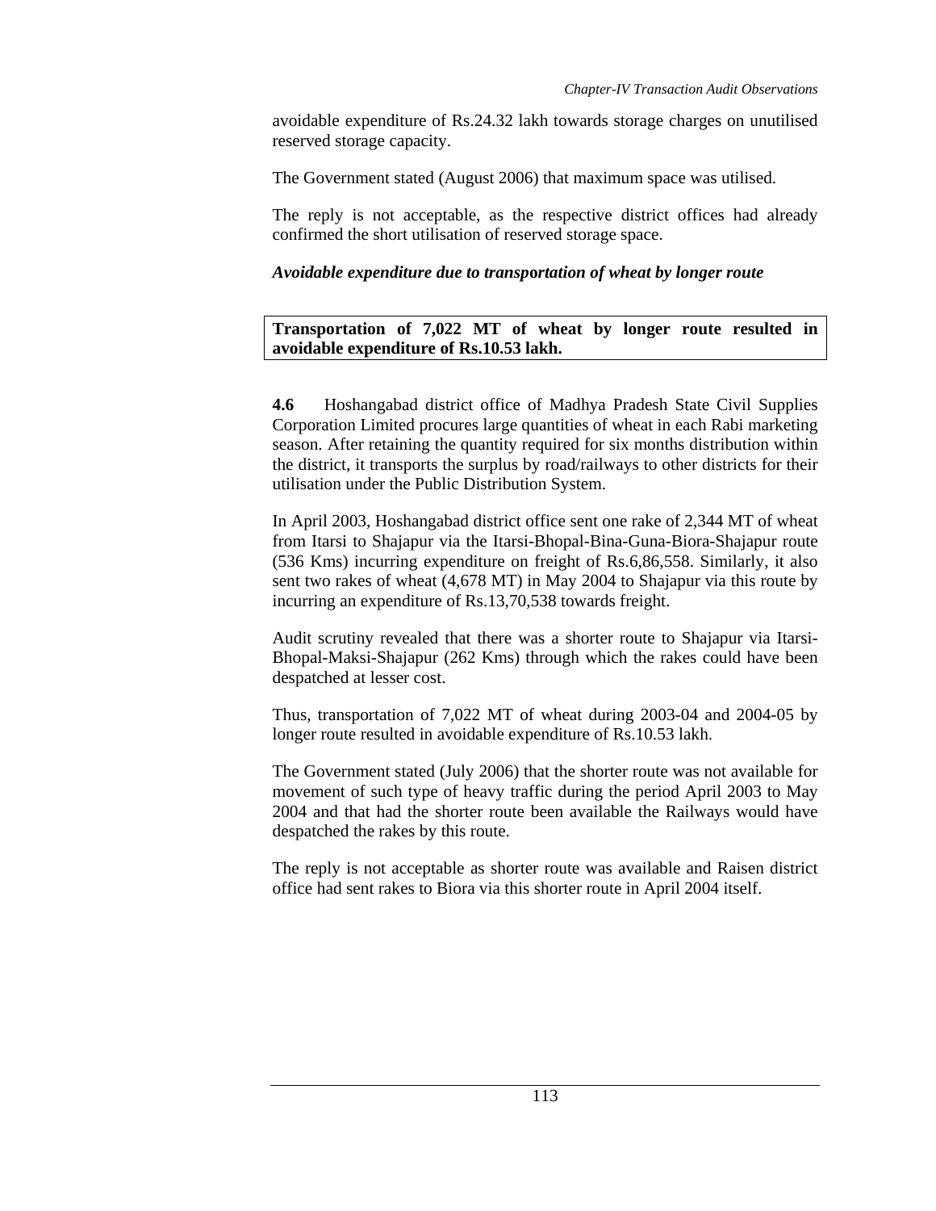avoidable expenditure of Rs.24.32 lakh towards storage charges on unutilised reserved storage capacity.

The Government stated (August 2006) that maximum space was utilised.

The reply is not acceptable, as the respective district offices had already confirmed the short utilisation of reserved storage space.

### *Avoidable expenditure due to transportation of wheat by longer route*

**Transportation of 7,022 MT of wheat by longer route resulted in avoidable expenditure of Rs.10.53 lakh.**

**4.6** Hoshangabad district office of Madhya Pradesh State Civil Supplies Corporation Limited procures large quantities of wheat in each Rabi marketing season. After retaining the quantity required for six months distribution within the district, it transports the surplus by road/railways to other districts for their utilisation under the Public Distribution System.

In April 2003, Hoshangabad district office sent one rake of 2,344 MT of wheat from Itarsi to Shajapur via the Itarsi-Bhopal-Bina-Guna-Biora-Shajapur route (536 Kms) incurring expenditure on freight of Rs.6,86,558. Similarly, it also sent two rakes of wheat (4,678 MT) in May 2004 to Shajapur via this route by incurring an expenditure of Rs.13,70,538 towards freight.

Audit scrutiny revealed that there was a shorter route to Shajapur via Itarsi-Bhopal-Maksi-Shajapur (262 Kms) through which the rakes could have been despatched at lesser cost.

Thus, transportation of 7,022 MT of wheat during 2003-04 and 2004-05 by longer route resulted in avoidable expenditure of Rs.10.53 lakh.

The Government stated (July 2006) that the shorter route was not available for movement of such type of heavy traffic during the period April 2003 to May 2004 and that had the shorter route been available the Railways would have despatched the rakes by this route.

The reply is not acceptable as shorter route was available and Raisen district office had sent rakes to Biora via this shorter route in April 2004 itself.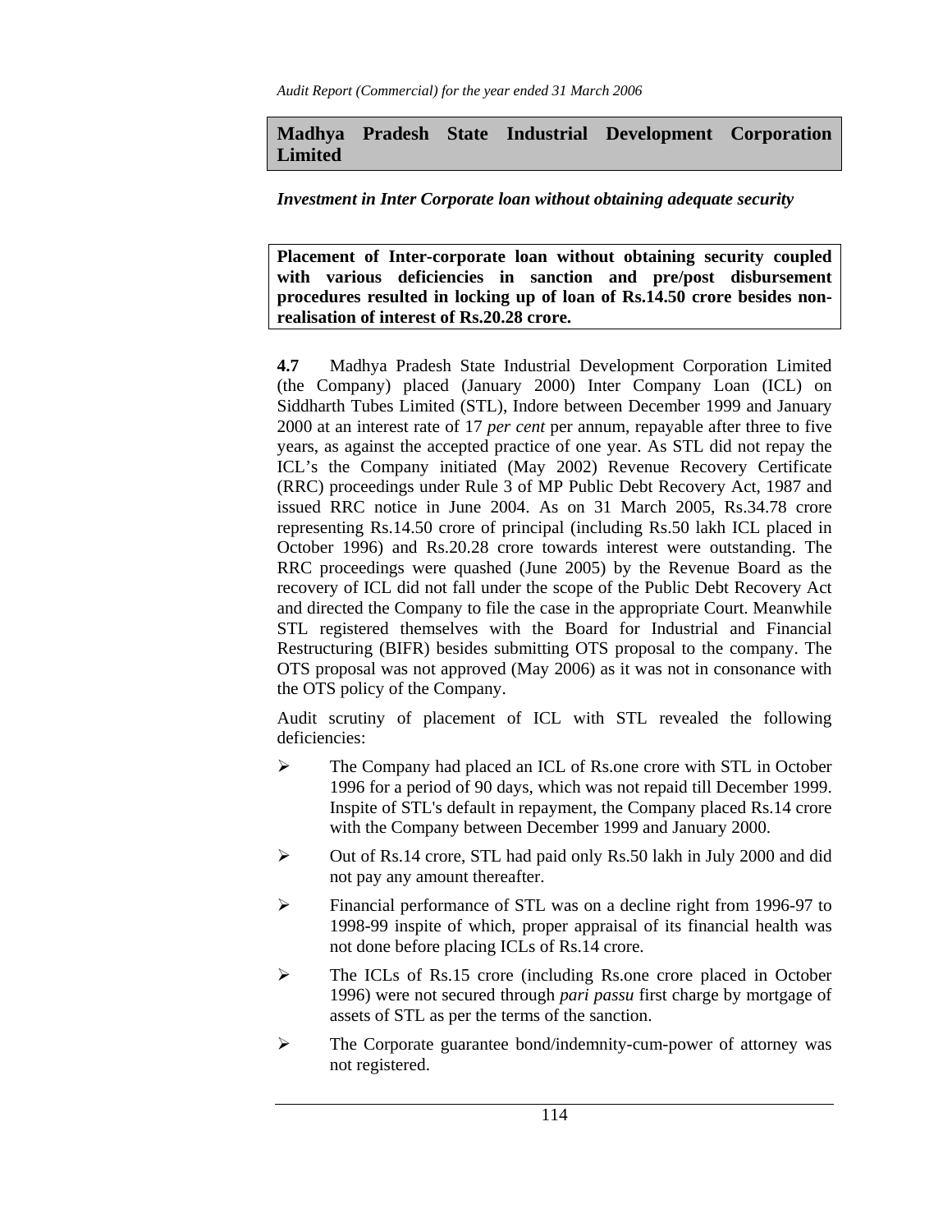## Madhya Pradesh State Industrial Development Corporation Limited

***Investment in Inter Corporate loan without obtaining adequate security***

**Placement of Inter-corporate loan without obtaining security coupled with various deficiencies in sanction and pre/post disbursement procedures resulted in locking up of loan of Rs.14.50 crore besides non-realisation of interest of Rs.20.28 crore.**

**4.7** Madhya Pradesh State Industrial Development Corporation Limited (the Company) placed (January 2000) Inter Company Loan (ICL) on Siddharth Tubes Limited (STL), Indore between December 1999 and January 2000 at an interest rate of 17 *per cent* per annum, repayable after three to five years, as against the accepted practice of one year. As STL did not repay the ICL's the Company initiated (May 2002) Revenue Recovery Certificate (RRC) proceedings under Rule 3 of MP Public Debt Recovery Act, 1987 and issued RRC notice in June 2004. As on 31 March 2005, Rs.34.78 crore representing Rs.14.50 crore of principal (including Rs.50 lakh ICL placed in October 1996) and Rs.20.28 crore towards interest were outstanding. The RRC proceedings were quashed (June 2005) by the Revenue Board as the recovery of ICL did not fall under the scope of the Public Debt Recovery Act and directed the Company to file the case in the appropriate Court. Meanwhile STL registered themselves with the Board for Industrial and Financial Restructuring (BIFR) besides submitting OTS proposal to the company. The OTS proposal was not approved (May 2006) as it was not in consonance with the OTS policy of the Company.

Audit scrutiny of placement of ICL with STL revealed the following deficiencies:

- The Company had placed an ICL of Rs.one crore with STL in October 1996 for a period of 90 days, which was not repaid till December 1999. Inspite of STL's default in repayment, the Company placed Rs.14 crore with the Company between December 1999 and January 2000.
- Out of Rs.14 crore, STL had paid only Rs.50 lakh in July 2000 and did not pay any amount thereafter.
- Financial performance of STL was on a decline right from 1996-97 to 1998-99 inspite of which, proper appraisal of its financial health was not done before placing ICLs of Rs.14 crore.
- The ICLs of Rs.15 crore (including Rs.one crore placed in October 1996) were not secured through *pari passu* first charge by mortgage of assets of STL as per the terms of the sanction.
- The Corporate guarantee bond/indemnity-cum-power of attorney was not registered.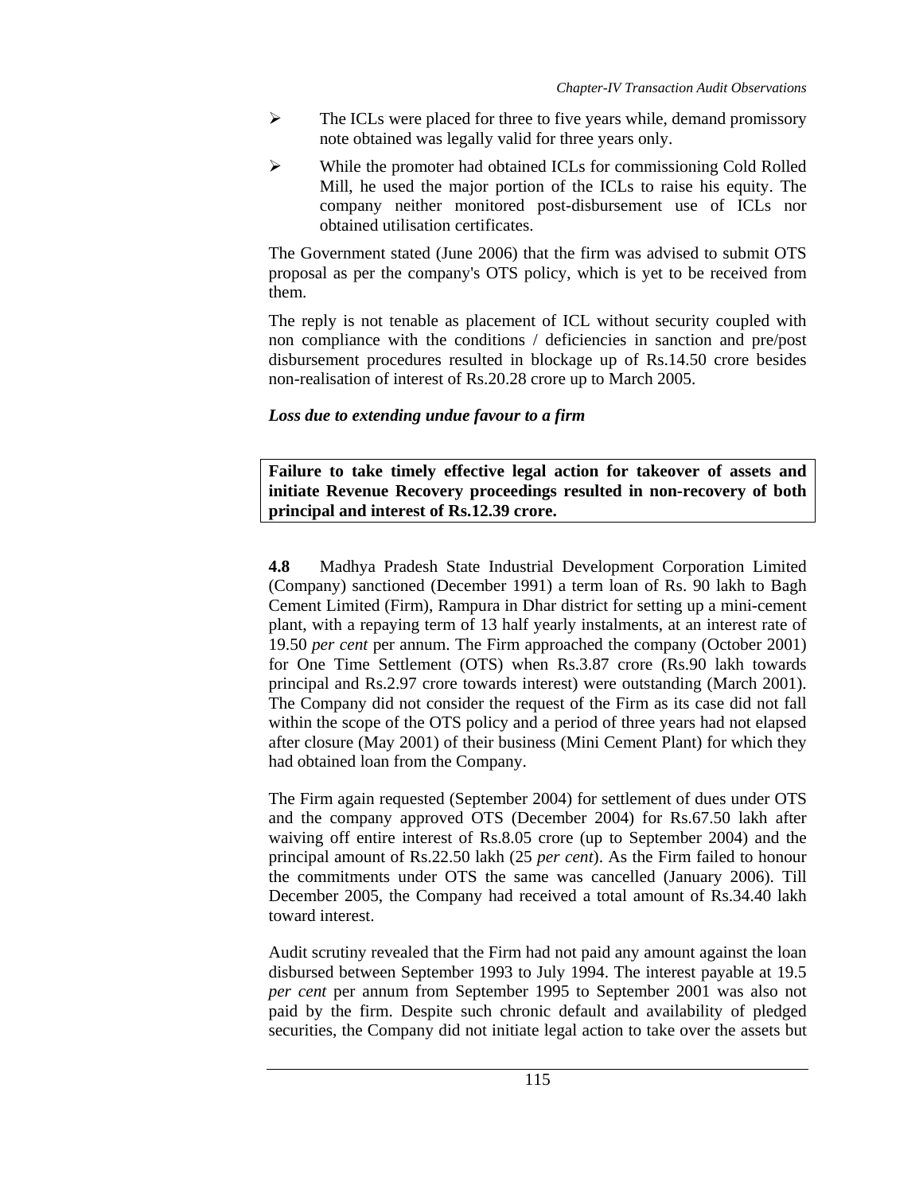- The ICLs were placed for three to five years while, demand promissory note obtained was legally valid for three years only.
- While the promoter had obtained ICLs for commissioning Cold Rolled Mill, he used the major portion of the ICLs to raise his equity. The company neither monitored post-disbursement use of ICLs nor obtained utilisation certificates.

The Government stated (June 2006) that the firm was advised to submit OTS proposal as per the company's OTS policy, which is yet to be received from them.

The reply is not tenable as placement of ICL without security coupled with non compliance with the conditions / deficiencies in sanction and pre/post disbursement procedures resulted in blockage up of Rs.14.50 crore besides non-realisation of interest of Rs.20.28 crore up to March 2005.

***Loss due to extending undue favour to a firm***

**Failure to take timely effective legal action for takeover of assets and initiate Revenue Recovery proceedings resulted in non-recovery of both principal and interest of Rs.12.39 crore.**

**4.8** Madhya Pradesh State Industrial Development Corporation Limited (Company) sanctioned (December 1991) a term loan of Rs. 90 lakh to Bagh Cement Limited (Firm), Rampura in Dhar district for setting up a mini-cement plant, with a repaying term of 13 half yearly instalments, at an interest rate of 19.50 *per cent* per annum. The Firm approached the company (October 2001) for One Time Settlement (OTS) when Rs.3.87 crore (Rs.90 lakh towards principal and Rs.2.97 crore towards interest) were outstanding (March 2001). The Company did not consider the request of the Firm as its case did not fall within the scope of the OTS policy and a period of three years had not elapsed after closure (May 2001) of their business (Mini Cement Plant) for which they had obtained loan from the Company.

The Firm again requested (September 2004) for settlement of dues under OTS and the company approved OTS (December 2004) for Rs.67.50 lakh after waiving off entire interest of Rs.8.05 crore (up to September 2004) and the principal amount of Rs.22.50 lakh (25 *per cent*). As the Firm failed to honour the commitments under OTS the same was cancelled (January 2006). Till December 2005, the Company had received a total amount of Rs.34.40 lakh toward interest.

Audit scrutiny revealed that the Firm had not paid any amount against the loan disbursed between September 1993 to July 1994. The interest payable at 19.5 *per cent* per annum from September 1995 to September 2001 was also not paid by the firm. Despite such chronic default and availability of pledged securities, the Company did not initiate legal action to take over the assets but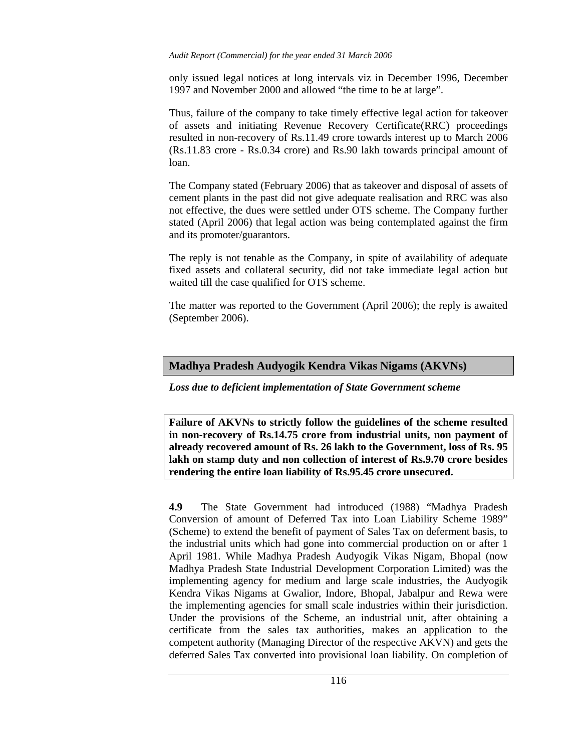only issued legal notices at long intervals viz in December 1996, December 1997 and November 2000 and allowed "the time to be at large".

Thus, failure of the company to take timely effective legal action for takeover of assets and initiating Revenue Recovery Certificate(RRC) proceedings resulted in non-recovery of Rs.11.49 crore towards interest up to March 2006 (Rs.11.83 crore - Rs.0.34 crore) and Rs.90 lakh towards principal amount of loan.

The Company stated (February 2006) that as takeover and disposal of assets of cement plants in the past did not give adequate realisation and RRC was also not effective, the dues were settled under OTS scheme. The Company further stated (April 2006) that legal action was being contemplated against the firm and its promoter/guarantors.

The reply is not tenable as the Company, in spite of availability of adequate fixed assets and collateral security, did not take immediate legal action but waited till the case qualified for OTS scheme.

The matter was reported to the Government (April 2006); the reply is awaited (September 2006).

## Madhya Pradesh Audyogik Kendra Vikas Nigams (AKVNs)

***Loss due to deficient implementation of State Government scheme***

**Failure of AKVNs to strictly follow the guidelines of the scheme resulted in non-recovery of Rs.14.75 crore from industrial units, non payment of already recovered amount of Rs. 26 lakh to the Government, loss of Rs. 95 lakh on stamp duty and non collection of interest of Rs.9.70 crore besides rendering the entire loan liability of Rs.95.45 crore unsecured.**

**4.9** The State Government had introduced (1988) "Madhya Pradesh Conversion of amount of Deferred Tax into Loan Liability Scheme 1989" (Scheme) to extend the benefit of payment of Sales Tax on deferment basis, to the industrial units which had gone into commercial production on or after 1 April 1981. While Madhya Pradesh Audyogik Vikas Nigam, Bhopal (now Madhya Pradesh State Industrial Development Corporation Limited) was the implementing agency for medium and large scale industries, the Audyogik Kendra Vikas Nigams at Gwalior, Indore, Bhopal, Jabalpur and Rewa were the implementing agencies for small scale industries within their jurisdiction. Under the provisions of the Scheme, an industrial unit, after obtaining a certificate from the sales tax authorities, makes an application to the competent authority (Managing Director of the respective AKVN) and gets the deferred Sales Tax converted into provisional loan liability. On completion of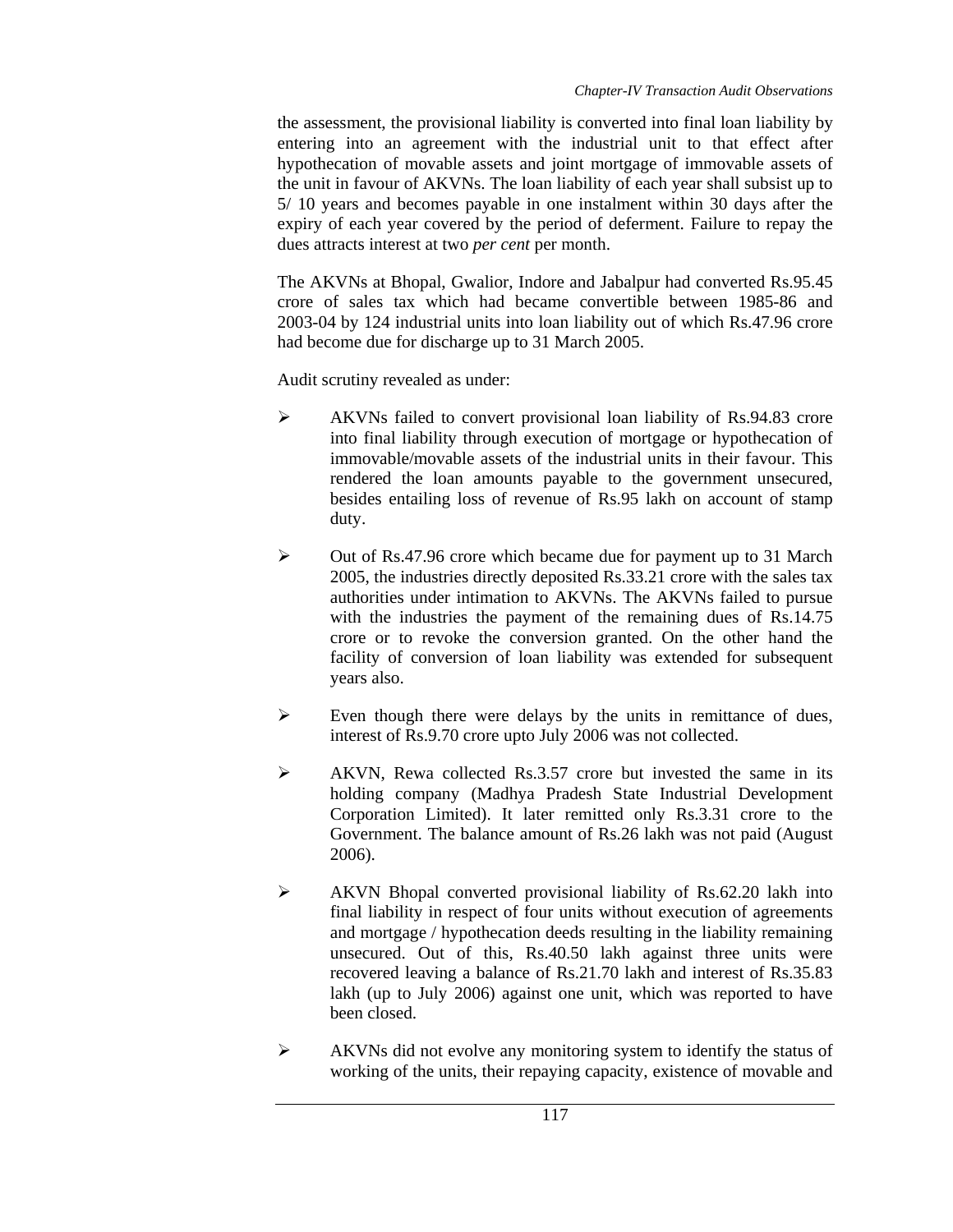the assessment, the provisional liability is converted into final loan liability by entering into an agreement with the industrial unit to that effect after hypothecation of movable assets and joint mortgage of immovable assets of the unit in favour of AKVNs. The loan liability of each year shall subsist up to 5/ 10 years and becomes payable in one instalment within 30 days after the expiry of each year covered by the period of deferment. Failure to repay the dues attracts interest at two *per cent* per month.

The AKVNs at Bhopal, Gwalior, Indore and Jabalpur had converted Rs.95.45 crore of sales tax which had became convertible between 1985-86 and 2003-04 by 124 industrial units into loan liability out of which Rs.47.96 crore had become due for discharge up to 31 March 2005.

Audit scrutiny revealed as under:

- AKVNs failed to convert provisional loan liability of Rs.94.83 crore into final liability through execution of mortgage or hypothecation of immovable/movable assets of the industrial units in their favour. This rendered the loan amounts payable to the government unsecured, besides entailing loss of revenue of Rs.95 lakh on account of stamp duty.
- Out of Rs.47.96 crore which became due for payment up to 31 March 2005, the industries directly deposited Rs.33.21 crore with the sales tax authorities under intimation to AKVNs. The AKVNs failed to pursue with the industries the payment of the remaining dues of Rs.14.75 crore or to revoke the conversion granted. On the other hand the facility of conversion of loan liability was extended for subsequent years also.
- Even though there were delays by the units in remittance of dues, interest of Rs.9.70 crore upto July 2006 was not collected.
- AKVN, Rewa collected Rs.3.57 crore but invested the same in its holding company (Madhya Pradesh State Industrial Development Corporation Limited). It later remitted only Rs.3.31 crore to the Government. The balance amount of Rs.26 lakh was not paid (August 2006).
- AKVN Bhopal converted provisional liability of Rs.62.20 lakh into final liability in respect of four units without execution of agreements and mortgage / hypothecation deeds resulting in the liability remaining unsecured. Out of this, Rs.40.50 lakh against three units were recovered leaving a balance of Rs.21.70 lakh and interest of Rs.35.83 lakh (up to July 2006) against one unit, which was reported to have been closed.
- AKVNs did not evolve any monitoring system to identify the status of working of the units, their repaying capacity, existence of movable and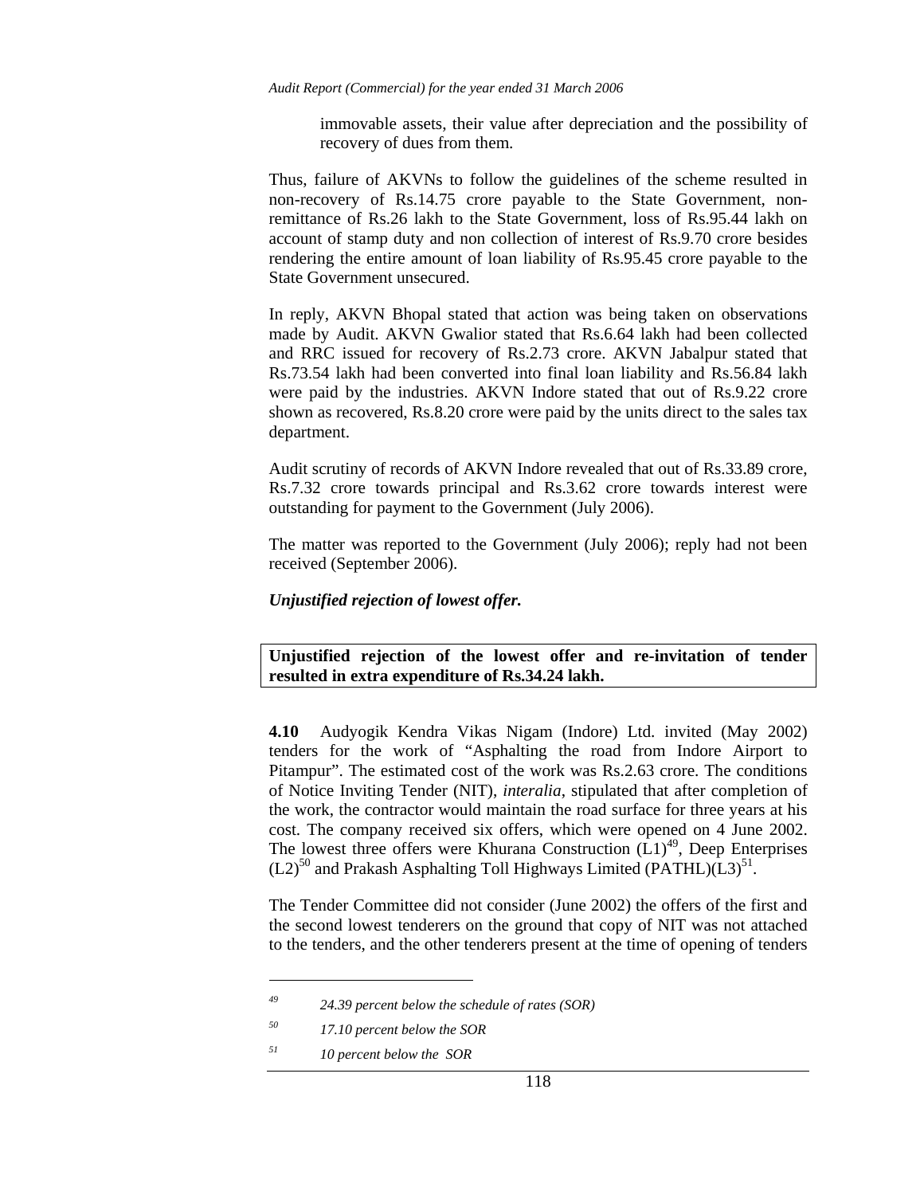immovable assets, their value after depreciation and the possibility of recovery of dues from them.

Thus, failure of AKVNs to follow the guidelines of the scheme resulted in non-recovery of Rs.14.75 crore payable to the State Government, non-remittance of Rs.26 lakh to the State Government, loss of Rs.95.44 lakh on account of stamp duty and non collection of interest of Rs.9.70 crore besides rendering the entire amount of loan liability of Rs.95.45 crore payable to the State Government unsecured.

In reply, AKVN Bhopal stated that action was being taken on observations made by Audit. AKVN Gwalior stated that Rs.6.64 lakh had been collected and RRC issued for recovery of Rs.2.73 crore. AKVN Jabalpur stated that Rs.73.54 lakh had been converted into final loan liability and Rs.56.84 lakh were paid by the industries. AKVN Indore stated that out of Rs.9.22 crore shown as recovered, Rs.8.20 crore were paid by the units direct to the sales tax department.

Audit scrutiny of records of AKVN Indore revealed that out of Rs.33.89 crore, Rs.7.32 crore towards principal and Rs.3.62 crore towards interest were outstanding for payment to the Government (July 2006).

The matter was reported to the Government (July 2006); reply had not been received (September 2006).

***Unjustified rejection of lowest offer.***

**Unjustified rejection of the lowest offer and re-invitation of tender resulted in extra expenditure of Rs.34.24 lakh.**

**4.10** Audyogik Kendra Vikas Nigam (Indore) Ltd. invited (May 2002) tenders for the work of "Asphalting the road from Indore Airport to Pitampur". The estimated cost of the work was Rs.2.63 crore. The conditions of Notice Inviting Tender (NIT), *interalia*, stipulated that after completion of the work, the contractor would maintain the road surface for three years at his cost. The company received six offers, which were opened on 4 June 2002. The lowest three offers were Khurana Construction (L1)[49], Deep Enterprises (L2)[50] and Prakash Asphalting Toll Highways Limited (PATHL)(L3)[51].

The Tender Committee did not consider (June 2002) the offers of the first and the second lowest tenderers on the ground that copy of NIT was not attached to the tenders, and the other tenderers present at the time of opening of tenders

---

[49] *24.39 percent below the schedule of rates (SOR)*

[50] *17.10 percent below the SOR*

[51] *10 percent below the SOR*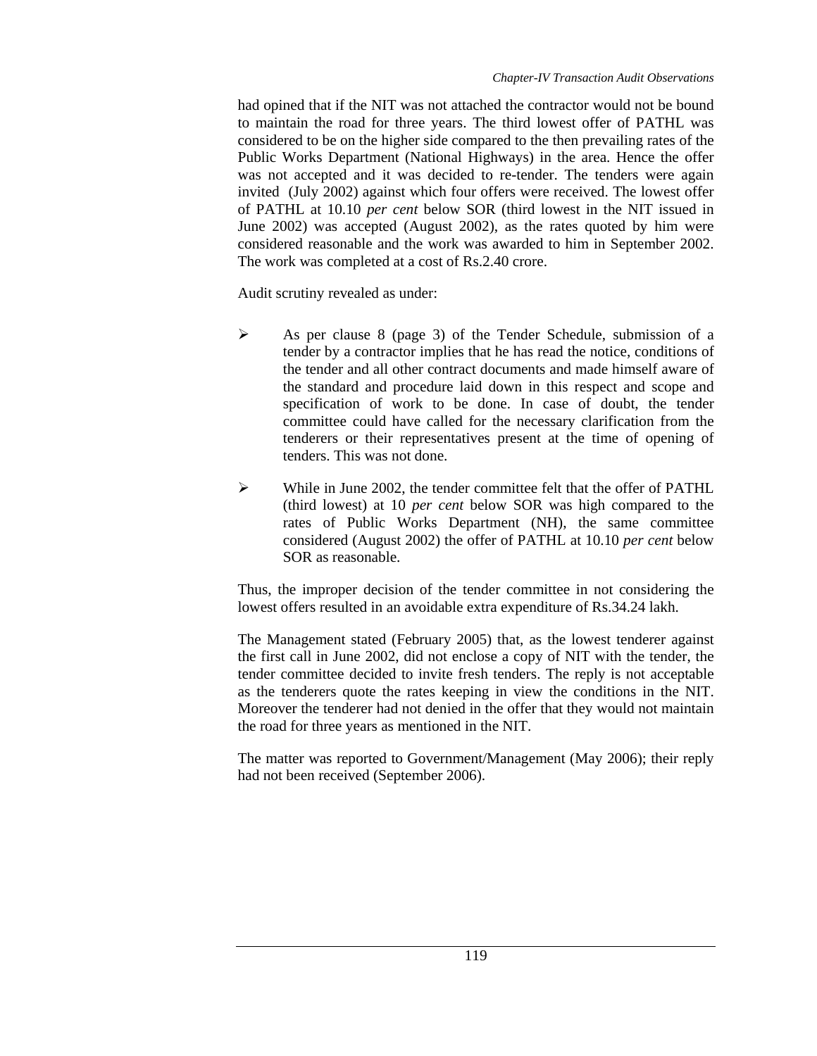had opined that if the NIT was not attached the contractor would not be bound to maintain the road for three years. The third lowest offer of PATHL was considered to be on the higher side compared to the then prevailing rates of the Public Works Department (National Highways) in the area. Hence the offer was not accepted and it was decided to re-tender. The tenders were again invited (July 2002) against which four offers were received. The lowest offer of PATHL at 10.10 *per cent* below SOR (third lowest in the NIT issued in June 2002) was accepted (August 2002), as the rates quoted by him were considered reasonable and the work was awarded to him in September 2002. The work was completed at a cost of Rs.2.40 crore.

Audit scrutiny revealed as under:

- As per clause 8 (page 3) of the Tender Schedule, submission of a tender by a contractor implies that he has read the notice, conditions of the tender and all other contract documents and made himself aware of the standard and procedure laid down in this respect and scope and specification of work to be done. In case of doubt, the tender committee could have called for the necessary clarification from the tenderers or their representatives present at the time of opening of tenders. This was not done.

- While in June 2002, the tender committee felt that the offer of PATHL (third lowest) at 10 *per cent* below SOR was high compared to the rates of Public Works Department (NH), the same committee considered (August 2002) the offer of PATHL at 10.10 *per cent* below SOR as reasonable.

Thus, the improper decision of the tender committee in not considering the lowest offers resulted in an avoidable extra expenditure of Rs.34.24 lakh.

The Management stated (February 2005) that, as the lowest tenderer against the first call in June 2002, did not enclose a copy of NIT with the tender, the tender committee decided to invite fresh tenders. The reply is not acceptable as the tenderers quote the rates keeping in view the conditions in the NIT. Moreover the tenderer had not denied in the offer that they would not maintain the road for three years as mentioned in the NIT.

The matter was reported to Government/Management (May 2006); their reply had not been received (September 2006).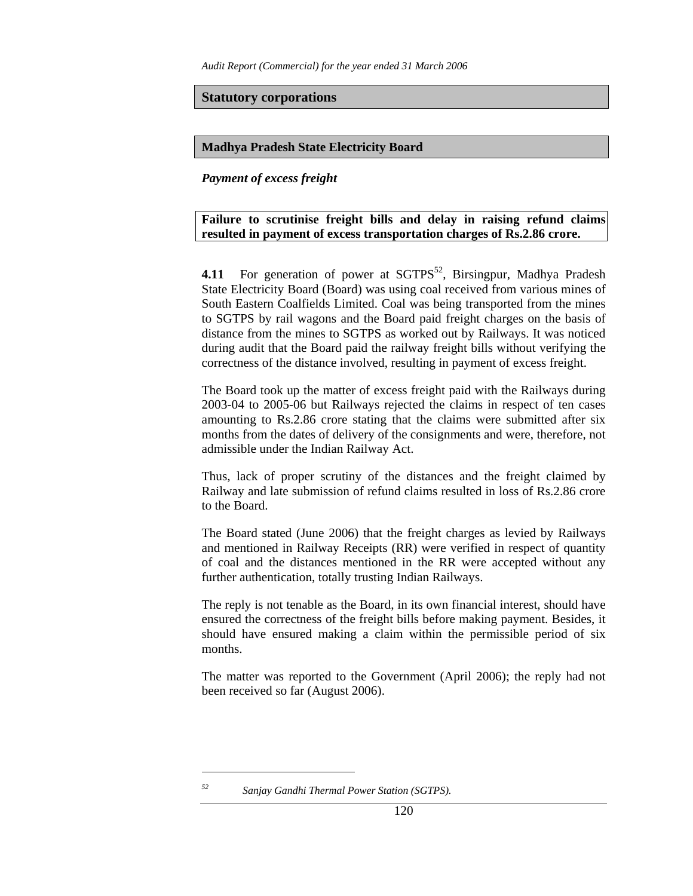## Statutory corporations

## Madhya Pradesh State Electricity Board

***Payment of excess freight***

**Failure to scrutinise freight bills and delay in raising refund claims resulted in payment of excess transportation charges of Rs.2.86 crore.**

**4.11** For generation of power at SGTPS[52], Birsingpur, Madhya Pradesh State Electricity Board (Board) was using coal received from various mines of South Eastern Coalfields Limited. Coal was being transported from the mines to SGTPS by rail wagons and the Board paid freight charges on the basis of distance from the mines to SGTPS as worked out by Railways. It was noticed during audit that the Board paid the railway freight bills without verifying the correctness of the distance involved, resulting in payment of excess freight.

The Board took up the matter of excess freight paid with the Railways during 2003-04 to 2005-06 but Railways rejected the claims in respect of ten cases amounting to Rs.2.86 crore stating that the claims were submitted after six months from the dates of delivery of the consignments and were, therefore, not admissible under the Indian Railway Act.

Thus, lack of proper scrutiny of the distances and the freight claimed by Railway and late submission of refund claims resulted in loss of Rs.2.86 crore to the Board.

The Board stated (June 2006) that the freight charges as levied by Railways and mentioned in Railway Receipts (RR) were verified in respect of quantity of coal and the distances mentioned in the RR were accepted without any further authentication, totally trusting Indian Railways.

The reply is not tenable as the Board, in its own financial interest, should have ensured the correctness of the freight bills before making payment. Besides, it should have ensured making a claim within the permissible period of six months.

The matter was reported to the Government (April 2006); the reply had not been received so far (August 2006).

---

[52] *Sanjay Gandhi Thermal Power Station (SGTPS).*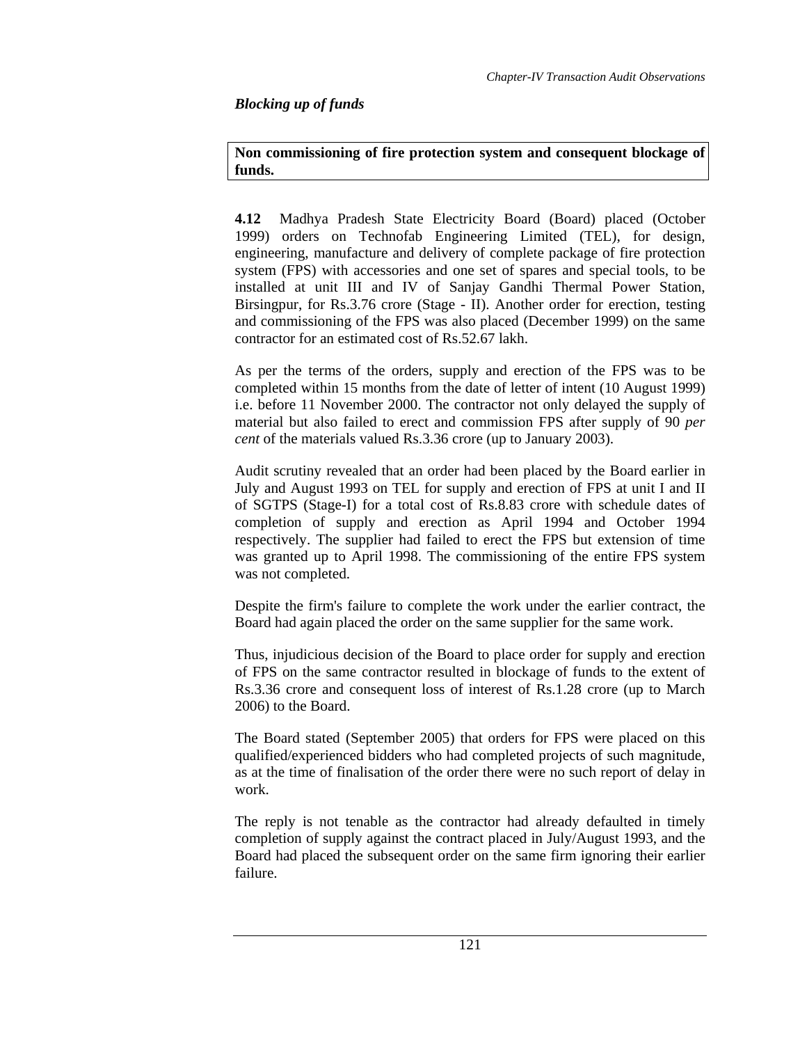*Blocking up of funds*

**Non commissioning of fire protection system and consequent blockage of funds.**

**4.12** Madhya Pradesh State Electricity Board (Board) placed (October 1999) orders on Technofab Engineering Limited (TEL), for design, engineering, manufacture and delivery of complete package of fire protection system (FPS) with accessories and one set of spares and special tools, to be installed at unit III and IV of Sanjay Gandhi Thermal Power Station, Birsingpur, for Rs.3.76 crore (Stage - II). Another order for erection, testing and commissioning of the FPS was also placed (December 1999) on the same contractor for an estimated cost of Rs.52.67 lakh.

As per the terms of the orders, supply and erection of the FPS was to be completed within 15 months from the date of letter of intent (10 August 1999) i.e. before 11 November 2000. The contractor not only delayed the supply of material but also failed to erect and commission FPS after supply of 90 *per cent* of the materials valued Rs.3.36 crore (up to January 2003).

Audit scrutiny revealed that an order had been placed by the Board earlier in July and August 1993 on TEL for supply and erection of FPS at unit I and II of SGTPS (Stage-I) for a total cost of Rs.8.83 crore with schedule dates of completion of supply and erection as April 1994 and October 1994 respectively. The supplier had failed to erect the FPS but extension of time was granted up to April 1998. The commissioning of the entire FPS system was not completed.

Despite the firm's failure to complete the work under the earlier contract, the Board had again placed the order on the same supplier for the same work.

Thus, injudicious decision of the Board to place order for supply and erection of FPS on the same contractor resulted in blockage of funds to the extent of Rs.3.36 crore and consequent loss of interest of Rs.1.28 crore (up to March 2006) to the Board.

The Board stated (September 2005) that orders for FPS were placed on this qualified/experienced bidders who had completed projects of such magnitude, as at the time of finalisation of the order there were no such report of delay in work.

The reply is not tenable as the contractor had already defaulted in timely completion of supply against the contract placed in July/August 1993, and the Board had placed the subsequent order on the same firm ignoring their earlier failure.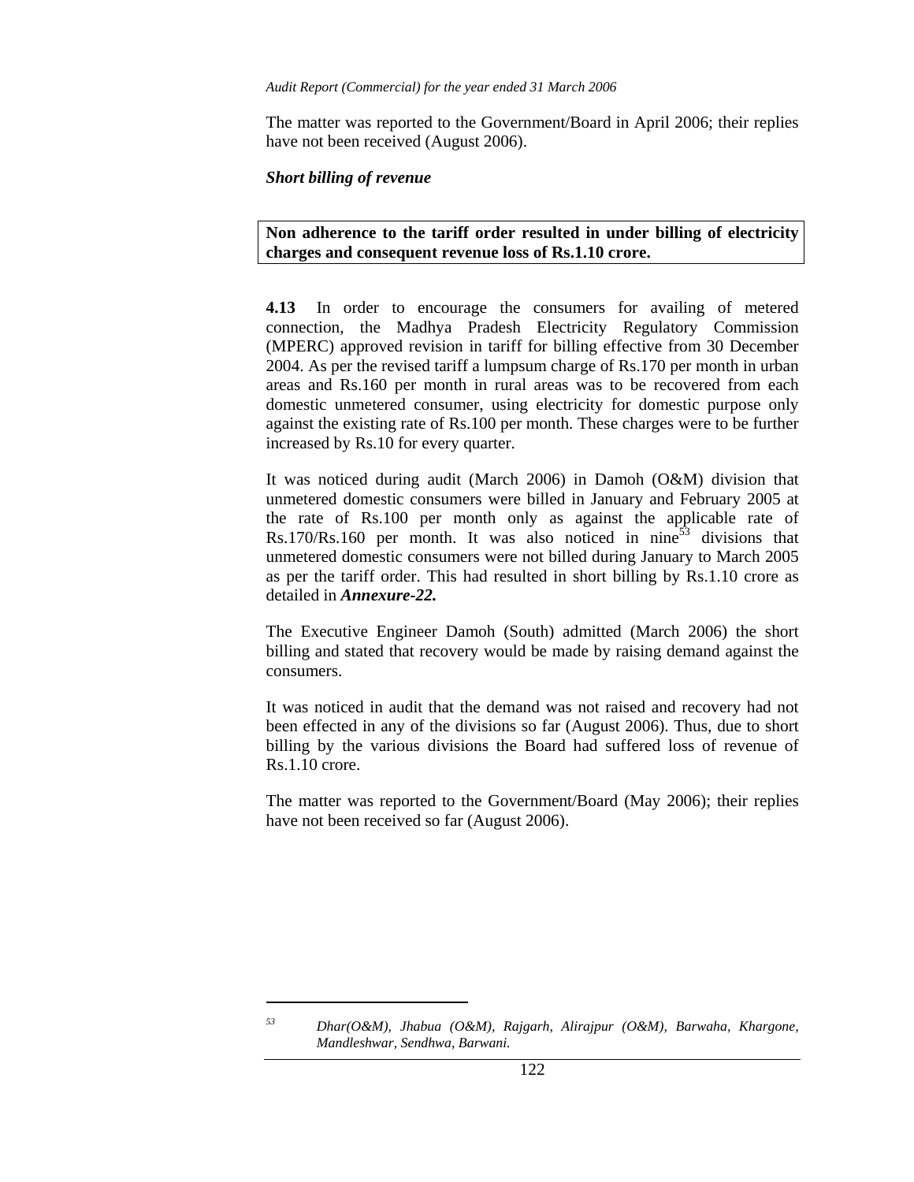The matter was reported to the Government/Board in April 2006; their replies have not been received (August 2006).

***Short billing of revenue***

**Non adherence to the tariff order resulted in under billing of electricity charges and consequent revenue loss of Rs.1.10 crore.**

**4.13** In order to encourage the consumers for availing of metered connection, the Madhya Pradesh Electricity Regulatory Commission (MPERC) approved revision in tariff for billing effective from 30 December 2004. As per the revised tariff a lumpsum charge of Rs.170 per month in urban areas and Rs.160 per month in rural areas was to be recovered from each domestic unmetered consumer, using electricity for domestic purpose only against the existing rate of Rs.100 per month. These charges were to be further increased by Rs.10 for every quarter.

It was noticed during audit (March 2006) in Damoh (O&M) division that unmetered domestic consumers were billed in January and February 2005 at the rate of Rs.100 per month only as against the applicable rate of Rs.170/Rs.160 per month. It was also noticed in nine[53] divisions that unmetered domestic consumers were not billed during January to March 2005 as per the tariff order. This had resulted in short billing by Rs.1.10 crore as detailed in ***Annexure-22.***

The Executive Engineer Damoh (South) admitted (March 2006) the short billing and stated that recovery would be made by raising demand against the consumers.

It was noticed in audit that the demand was not raised and recovery had not been effected in any of the divisions so far (August 2006). Thus, due to short billing by the various divisions the Board had suffered loss of revenue of Rs.1.10 crore.

The matter was reported to the Government/Board (May 2006); their replies have not been received so far (August 2006).

---

[53] *Dhar(O&M), Jhabua (O&M), Rajgarh, Alirajpur (O&M), Barwaha, Khargone, Mandleshwar, Sendhwa, Barwani.*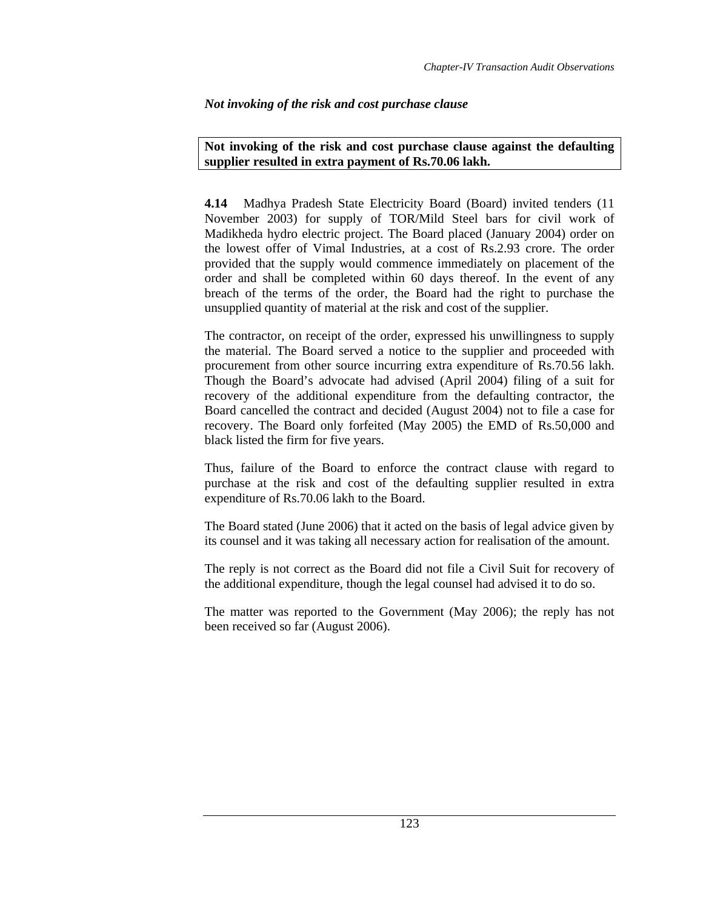*Not invoking of the risk and cost purchase clause*

**Not invoking of the risk and cost purchase clause against the defaulting supplier resulted in extra payment of Rs.70.06 lakh.**

**4.14** Madhya Pradesh State Electricity Board (Board) invited tenders (11 November 2003) for supply of TOR/Mild Steel bars for civil work of Madikheda hydro electric project. The Board placed (January 2004) order on the lowest offer of Vimal Industries, at a cost of Rs.2.93 crore. The order provided that the supply would commence immediately on placement of the order and shall be completed within 60 days thereof. In the event of any breach of the terms of the order, the Board had the right to purchase the unsupplied quantity of material at the risk and cost of the supplier.

The contractor, on receipt of the order, expressed his unwillingness to supply the material. The Board served a notice to the supplier and proceeded with procurement from other source incurring extra expenditure of Rs.70.56 lakh. Though the Board's advocate had advised (April 2004) filing of a suit for recovery of the additional expenditure from the defaulting contractor, the Board cancelled the contract and decided (August 2004) not to file a case for recovery. The Board only forfeited (May 2005) the EMD of Rs.50,000 and black listed the firm for five years.

Thus, failure of the Board to enforce the contract clause with regard to purchase at the risk and cost of the defaulting supplier resulted in extra expenditure of Rs.70.06 lakh to the Board.

The Board stated (June 2006) that it acted on the basis of legal advice given by its counsel and it was taking all necessary action for realisation of the amount.

The reply is not correct as the Board did not file a Civil Suit for recovery of the additional expenditure, though the legal counsel had advised it to do so.

The matter was reported to the Government (May 2006); the reply has not been received so far (August 2006).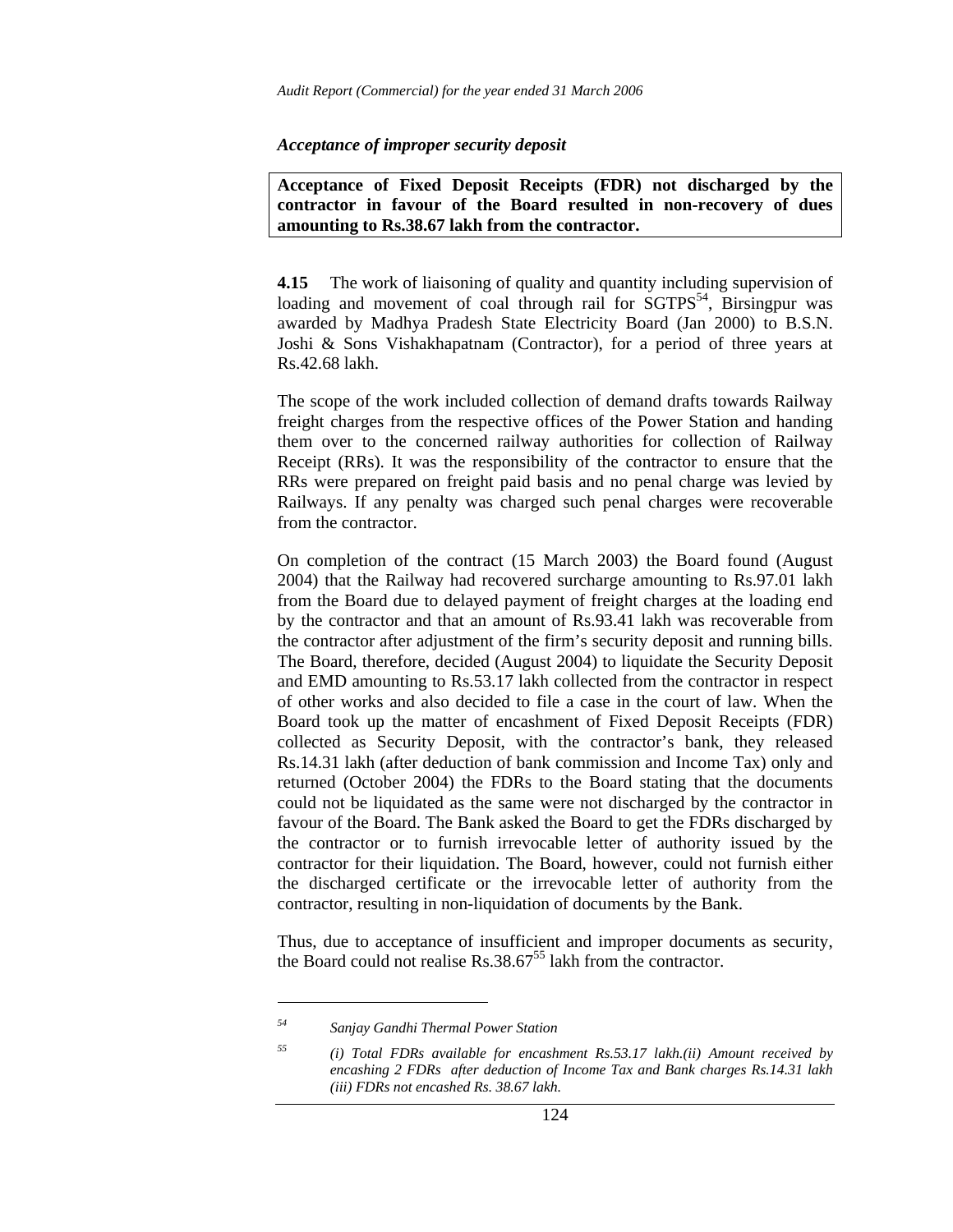### *Acceptance of improper security deposit*

**Acceptance of Fixed Deposit Receipts (FDR) not discharged by the contractor in favour of the Board resulted in non-recovery of dues amounting to Rs.38.67 lakh from the contractor.**

**4.15** The work of liaisoning of quality and quantity including supervision of loading and movement of coal through rail for SGTPS[54], Birsingpur was awarded by Madhya Pradesh State Electricity Board (Jan 2000) to B.S.N. Joshi & Sons Vishakhapatnam (Contractor), for a period of three years at Rs.42.68 lakh.

The scope of the work included collection of demand drafts towards Railway freight charges from the respective offices of the Power Station and handing them over to the concerned railway authorities for collection of Railway Receipt (RRs). It was the responsibility of the contractor to ensure that the RRs were prepared on freight paid basis and no penal charge was levied by Railways. If any penalty was charged such penal charges were recoverable from the contractor.

On completion of the contract (15 March 2003) the Board found (August 2004) that the Railway had recovered surcharge amounting to Rs.97.01 lakh from the Board due to delayed payment of freight charges at the loading end by the contractor and that an amount of Rs.93.41 lakh was recoverable from the contractor after adjustment of the firm's security deposit and running bills. The Board, therefore, decided (August 2004) to liquidate the Security Deposit and EMD amounting to Rs.53.17 lakh collected from the contractor in respect of other works and also decided to file a case in the court of law. When the Board took up the matter of encashment of Fixed Deposit Receipts (FDR) collected as Security Deposit, with the contractor's bank, they released Rs.14.31 lakh (after deduction of bank commission and Income Tax) only and returned (October 2004) the FDRs to the Board stating that the documents could not be liquidated as the same were not discharged by the contractor in favour of the Board. The Bank asked the Board to get the FDRs discharged by the contractor or to furnish irrevocable letter of authority issued by the contractor for their liquidation. The Board, however, could not furnish either the discharged certificate or the irrevocable letter of authority from the contractor, resulting in non-liquidation of documents by the Bank.

Thus, due to acceptance of insufficient and improper documents as security, the Board could not realise Rs.38.67[55] lakh from the contractor.

---

[54] *Sanjay Gandhi Thermal Power Station*

[55] *(i) Total FDRs available for encashment Rs.53.17 lakh.(ii) Amount received by encashing 2 FDRs after deduction of Income Tax and Bank charges Rs.14.31 lakh (iii) FDRs not encashed Rs. 38.67 lakh.*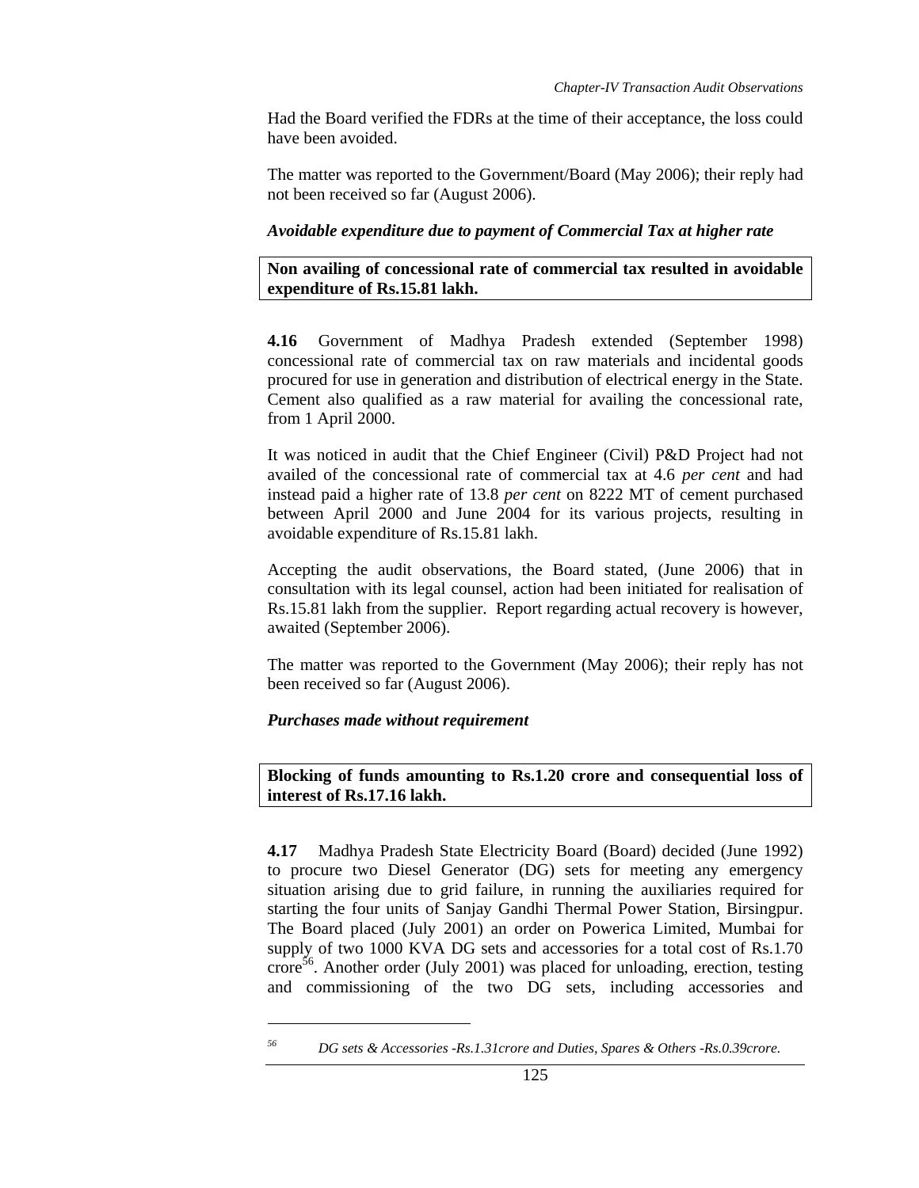Had the Board verified the FDRs at the time of their acceptance, the loss could have been avoided.

The matter was reported to the Government/Board (May 2006); their reply had not been received so far (August 2006).

***Avoidable expenditure due to payment of Commercial Tax at higher rate***

**Non availing of concessional rate of commercial tax resulted in avoidable expenditure of Rs.15.81 lakh.**

**4.16** Government of Madhya Pradesh extended (September 1998) concessional rate of commercial tax on raw materials and incidental goods procured for use in generation and distribution of electrical energy in the State. Cement also qualified as a raw material for availing the concessional rate, from 1 April 2000.

It was noticed in audit that the Chief Engineer (Civil) P&D Project had not availed of the concessional rate of commercial tax at 4.6 *per cent* and had instead paid a higher rate of 13.8 *per cent* on 8222 MT of cement purchased between April 2000 and June 2004 for its various projects, resulting in avoidable expenditure of Rs.15.81 lakh.

Accepting the audit observations, the Board stated, (June 2006) that in consultation with its legal counsel, action had been initiated for realisation of Rs.15.81 lakh from the supplier. Report regarding actual recovery is however, awaited (September 2006).

The matter was reported to the Government (May 2006); their reply has not been received so far (August 2006).

***Purchases made without requirement***

**Blocking of funds amounting to Rs.1.20 crore and consequential loss of interest of Rs.17.16 lakh.**

**4.17** Madhya Pradesh State Electricity Board (Board) decided (June 1992) to procure two Diesel Generator (DG) sets for meeting any emergency situation arising due to grid failure, in running the auxiliaries required for starting the four units of Sanjay Gandhi Thermal Power Station, Birsingpur. The Board placed (July 2001) an order on Powerica Limited, Mumbai for supply of two 1000 KVA DG sets and accessories for a total cost of Rs.1.70 crore[56]. Another order (July 2001) was placed for unloading, erection, testing and commissioning of the two DG sets, including accessories and

---

[56] *DG sets & Accessories -Rs.1.31crore and Duties, Spares & Others -Rs.0.39crore.*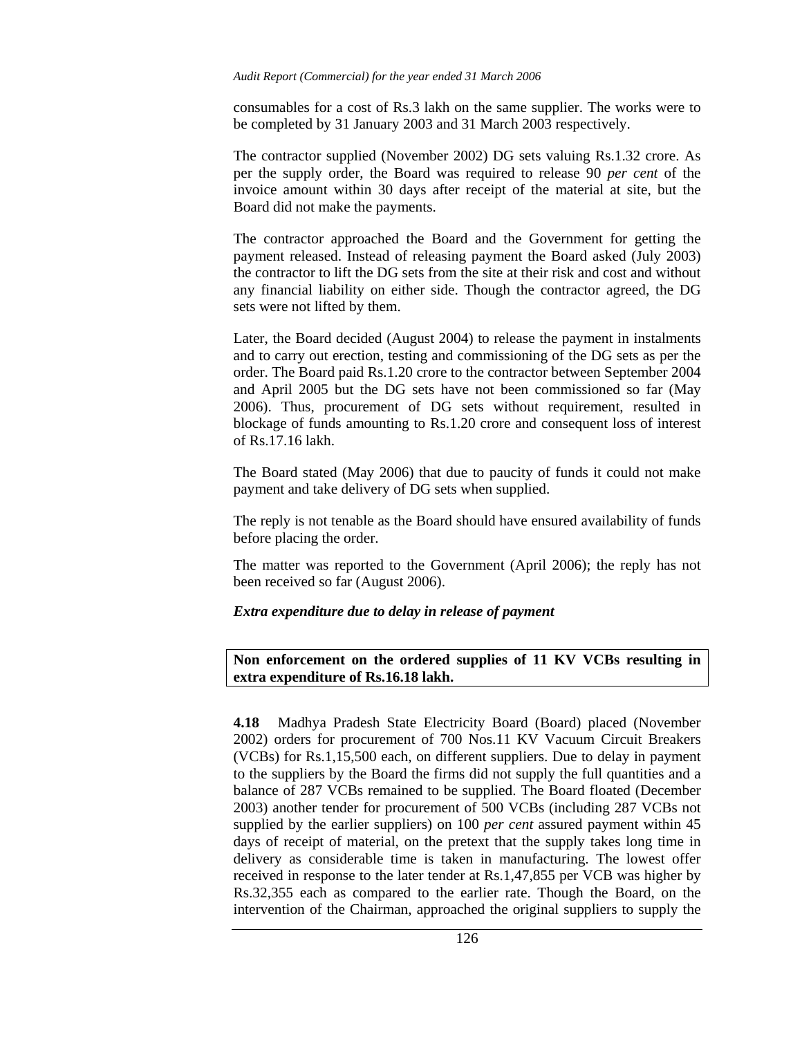consumables for a cost of Rs.3 lakh on the same supplier. The works were to be completed by 31 January 2003 and 31 March 2003 respectively.

The contractor supplied (November 2002) DG sets valuing Rs.1.32 crore. As per the supply order, the Board was required to release 90 *per cent* of the invoice amount within 30 days after receipt of the material at site, but the Board did not make the payments.

The contractor approached the Board and the Government for getting the payment released. Instead of releasing payment the Board asked (July 2003) the contractor to lift the DG sets from the site at their risk and cost and without any financial liability on either side. Though the contractor agreed, the DG sets were not lifted by them.

Later, the Board decided (August 2004) to release the payment in instalments and to carry out erection, testing and commissioning of the DG sets as per the order. The Board paid Rs.1.20 crore to the contractor between September 2004 and April 2005 but the DG sets have not been commissioned so far (May 2006). Thus, procurement of DG sets without requirement, resulted in blockage of funds amounting to Rs.1.20 crore and consequent loss of interest of Rs.17.16 lakh.

The Board stated (May 2006) that due to paucity of funds it could not make payment and take delivery of DG sets when supplied.

The reply is not tenable as the Board should have ensured availability of funds before placing the order.

The matter was reported to the Government (April 2006); the reply has not been received so far (August 2006).

***Extra expenditure due to delay in release of payment***

**Non enforcement on the ordered supplies of 11 KV VCBs resulting in extra expenditure of Rs.16.18 lakh.**

**4.18** Madhya Pradesh State Electricity Board (Board) placed (November 2002) orders for procurement of 700 Nos.11 KV Vacuum Circuit Breakers (VCBs) for Rs.1,15,500 each, on different suppliers. Due to delay in payment to the suppliers by the Board the firms did not supply the full quantities and a balance of 287 VCBs remained to be supplied. The Board floated (December 2003) another tender for procurement of 500 VCBs (including 287 VCBs not supplied by the earlier suppliers) on 100 *per cent* assured payment within 45 days of receipt of material, on the pretext that the supply takes long time in delivery as considerable time is taken in manufacturing. The lowest offer received in response to the later tender at Rs.1,47,855 per VCB was higher by Rs.32,355 each as compared to the earlier rate. Though the Board, on the intervention of the Chairman, approached the original suppliers to supply the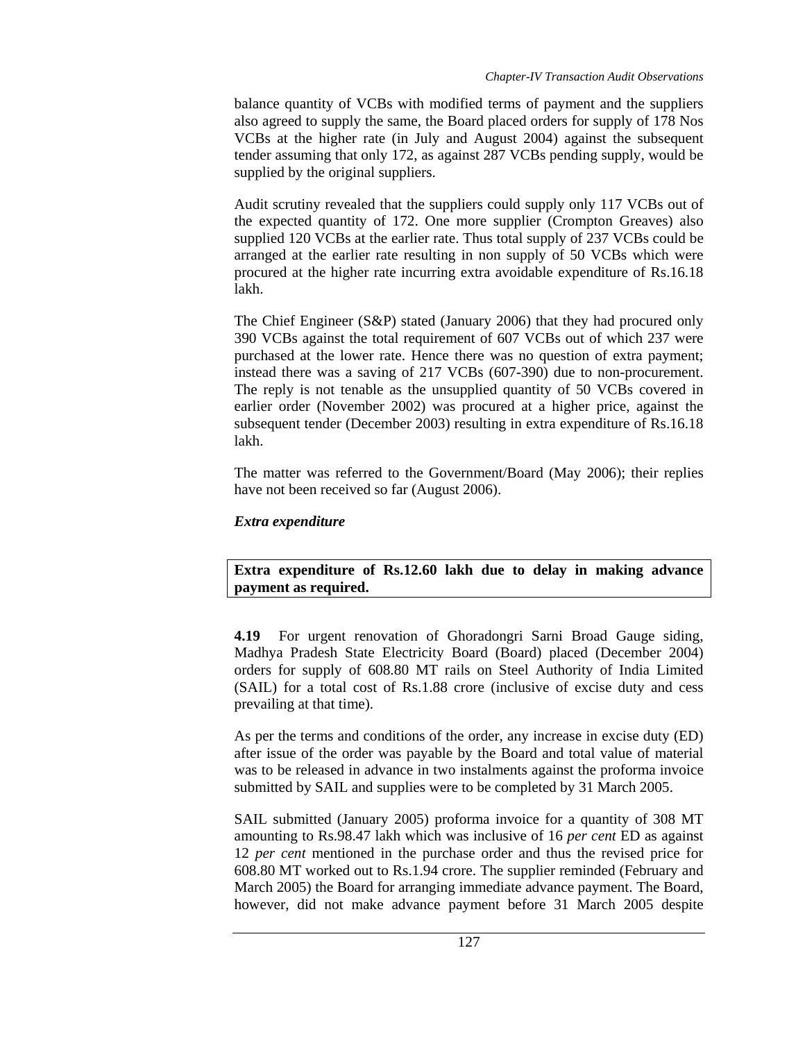balance quantity of VCBs with modified terms of payment and the suppliers also agreed to supply the same, the Board placed orders for supply of 178 Nos VCBs at the higher rate (in July and August 2004) against the subsequent tender assuming that only 172, as against 287 VCBs pending supply, would be supplied by the original suppliers.

Audit scrutiny revealed that the suppliers could supply only 117 VCBs out of the expected quantity of 172. One more supplier (Crompton Greaves) also supplied 120 VCBs at the earlier rate. Thus total supply of 237 VCBs could be arranged at the earlier rate resulting in non supply of 50 VCBs which were procured at the higher rate incurring extra avoidable expenditure of Rs.16.18 lakh.

The Chief Engineer (S&P) stated (January 2006) that they had procured only 390 VCBs against the total requirement of 607 VCBs out of which 237 were purchased at the lower rate. Hence there was no question of extra payment; instead there was a saving of 217 VCBs (607-390) due to non-procurement. The reply is not tenable as the unsupplied quantity of 50 VCBs covered in earlier order (November 2002) was procured at a higher price, against the subsequent tender (December 2003) resulting in extra expenditure of Rs.16.18 lakh.

The matter was referred to the Government/Board (May 2006); their replies have not been received so far (August 2006).

***Extra expenditure***

**Extra expenditure of Rs.12.60 lakh due to delay in making advance payment as required.**

**4.19** For urgent renovation of Ghoradongri Sarni Broad Gauge siding, Madhya Pradesh State Electricity Board (Board) placed (December 2004) orders for supply of 608.80 MT rails on Steel Authority of India Limited (SAIL) for a total cost of Rs.1.88 crore (inclusive of excise duty and cess prevailing at that time).

As per the terms and conditions of the order, any increase in excise duty (ED) after issue of the order was payable by the Board and total value of material was to be released in advance in two instalments against the proforma invoice submitted by SAIL and supplies were to be completed by 31 March 2005.

SAIL submitted (January 2005) proforma invoice for a quantity of 308 MT amounting to Rs.98.47 lakh which was inclusive of 16 *per cent* ED as against 12 *per cent* mentioned in the purchase order and thus the revised price for 608.80 MT worked out to Rs.1.94 crore. The supplier reminded (February and March 2005) the Board for arranging immediate advance payment. The Board, however, did not make advance payment before 31 March 2005 despite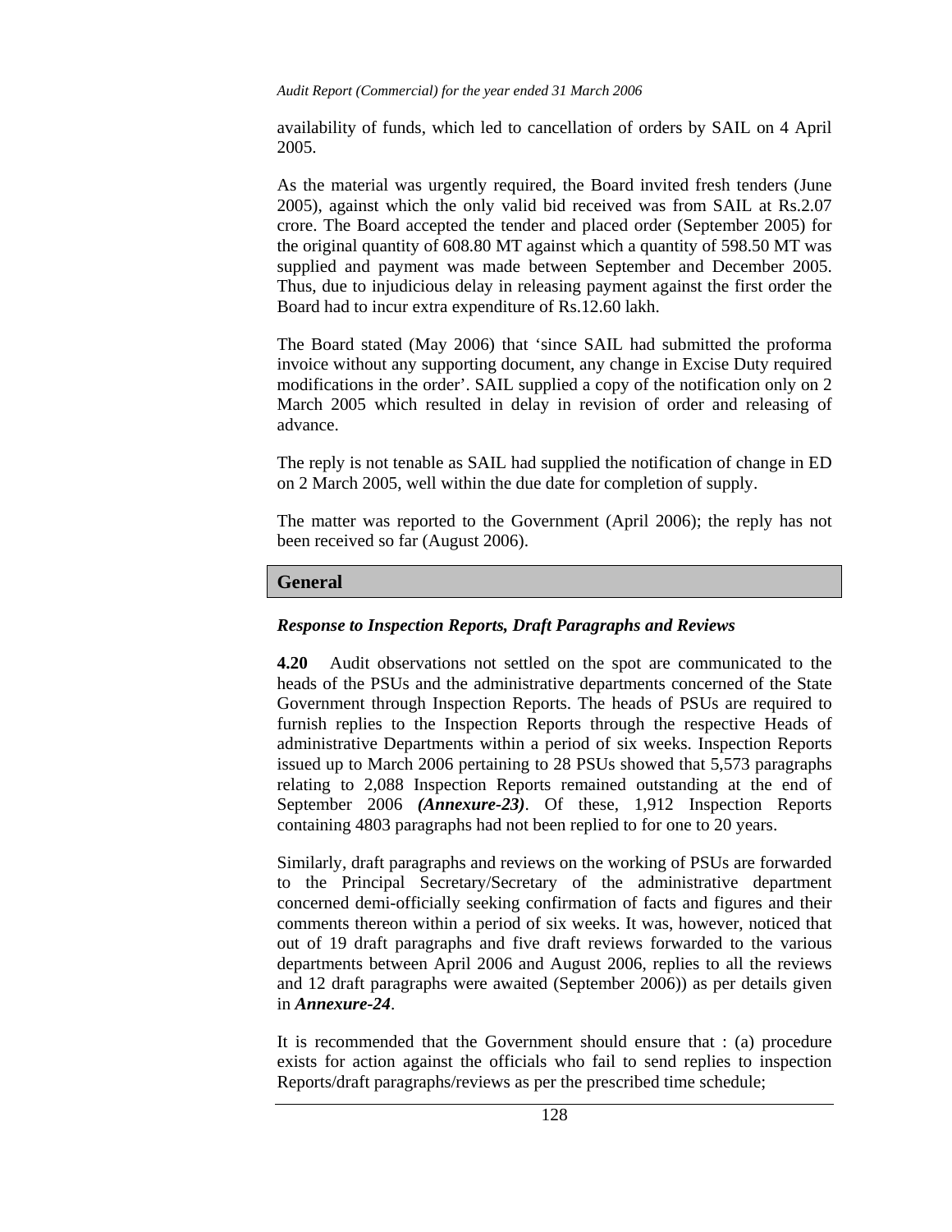availability of funds, which led to cancellation of orders by SAIL on 4 April 2005.

As the material was urgently required, the Board invited fresh tenders (June 2005), against which the only valid bid received was from SAIL at Rs.2.07 crore. The Board accepted the tender and placed order (September 2005) for the original quantity of 608.80 MT against which a quantity of 598.50 MT was supplied and payment was made between September and December 2005. Thus, due to injudicious delay in releasing payment against the first order the Board had to incur extra expenditure of Rs.12.60 lakh.

The Board stated (May 2006) that 'since SAIL had submitted the proforma invoice without any supporting document, any change in Excise Duty required modifications in the order'. SAIL supplied a copy of the notification only on 2 March 2005 which resulted in delay in revision of order and releasing of advance.

The reply is not tenable as SAIL had supplied the notification of change in ED on 2 March 2005, well within the due date for completion of supply.

The matter was reported to the Government (April 2006); the reply has not been received so far (August 2006).

## General

### *Response to Inspection Reports, Draft Paragraphs and Reviews*

**4.20** Audit observations not settled on the spot are communicated to the heads of the PSUs and the administrative departments concerned of the State Government through Inspection Reports. The heads of PSUs are required to furnish replies to the Inspection Reports through the respective Heads of administrative Departments within a period of six weeks. Inspection Reports issued up to March 2006 pertaining to 28 PSUs showed that 5,573 paragraphs relating to 2,088 Inspection Reports remained outstanding at the end of September 2006 ***(Annexure-23)***. Of these, 1,912 Inspection Reports containing 4803 paragraphs had not been replied to for one to 20 years.

Similarly, draft paragraphs and reviews on the working of PSUs are forwarded to the Principal Secretary/Secretary of the administrative department concerned demi-officially seeking confirmation of facts and figures and their comments thereon within a period of six weeks. It was, however, noticed that out of 19 draft paragraphs and five draft reviews forwarded to the various departments between April 2006 and August 2006, replies to all the reviews and 12 draft paragraphs were awaited (September 2006)) as per details given in ***Annexure-24***.

It is recommended that the Government should ensure that : (a) procedure exists for action against the officials who fail to send replies to inspection Reports/draft paragraphs/reviews as per the prescribed time schedule;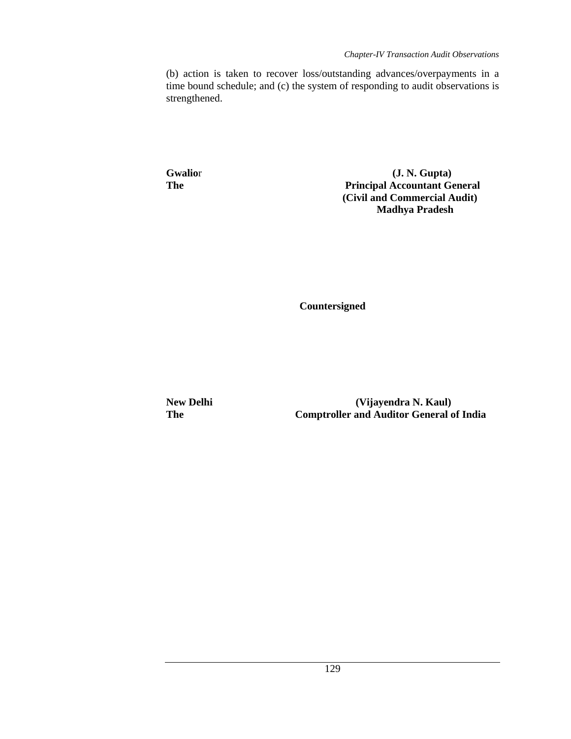(b) action is taken to recover loss/outstanding advances/overpayments in a time bound schedule; and (c) the system of responding to audit observations is strengthened.

**Gwalior** **(J. N. Gupta)**
**The** **Principal Accountant General**
**(Civil and Commercial Audit)**
**Madhya Pradesh**

**Countersigned**

**New Delhi** **(Vijayendra N. Kaul)**
**The** **Comptroller and Auditor General of India**